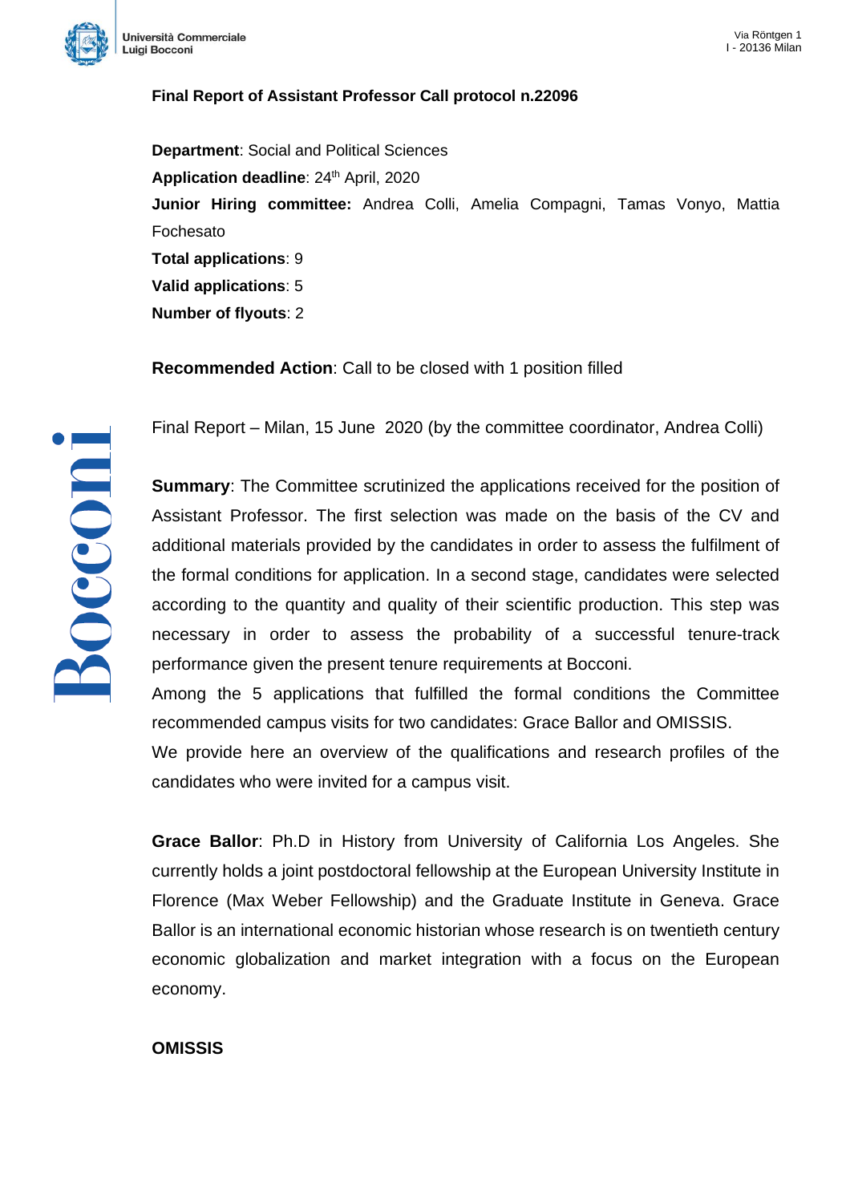**Final Report of Assistant Professor Call protocol n.22096**

**Department**: Social and Political Sciences
**Application deadline**: 24th April, 2020
**Junior Hiring committee:** Andrea Colli, Amelia Compagni, Tamas Vonyo, Mattia Fochesato
**Total applications**: 9
**Valid applications**: 5
**Number of flyouts**: 2

**Recommended Action**: Call to be closed with 1 position filled

Final Report – Milan, 15 June 2020 (by the committee coordinator, Andrea Colli)

**Summary**: The Committee scrutinized the applications received for the position of Assistant Professor. The first selection was made on the basis of the CV and additional materials provided by the candidates in order to assess the fulfilment of the formal conditions for application. In a second stage, candidates were selected according to the quantity and quality of their scientific production. This step was necessary in order to assess the probability of a successful tenure-track performance given the present tenure requirements at Bocconi.
Among the 5 applications that fulfilled the formal conditions the Committee recommended campus visits for two candidates: Grace Ballor and OMISSIS.
We provide here an overview of the qualifications and research profiles of the candidates who were invited for a campus visit.

**Grace Ballor**: Ph.D in History from University of California Los Angeles. She currently holds a joint postdoctoral fellowship at the European University Institute in Florence (Max Weber Fellowship) and the Graduate Institute in Geneva. Grace Ballor is an international economic historian whose research is on twentieth century economic globalization and market integration with a focus on the European economy.

**OMISSIS**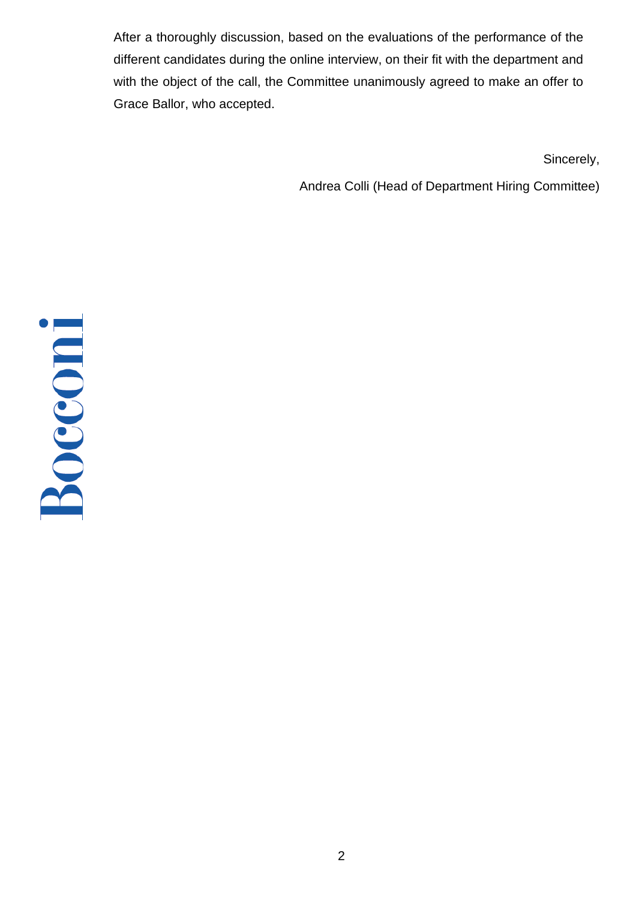After a thoroughly discussion, based on the evaluations of the performance of the different candidates during the online interview, on their fit with the department and with the object of the call, the Committee unanimously agreed to make an offer to Grace Ballor, who accepted.

Sincerely,

Andrea Colli (Head of Department Hiring Committee)